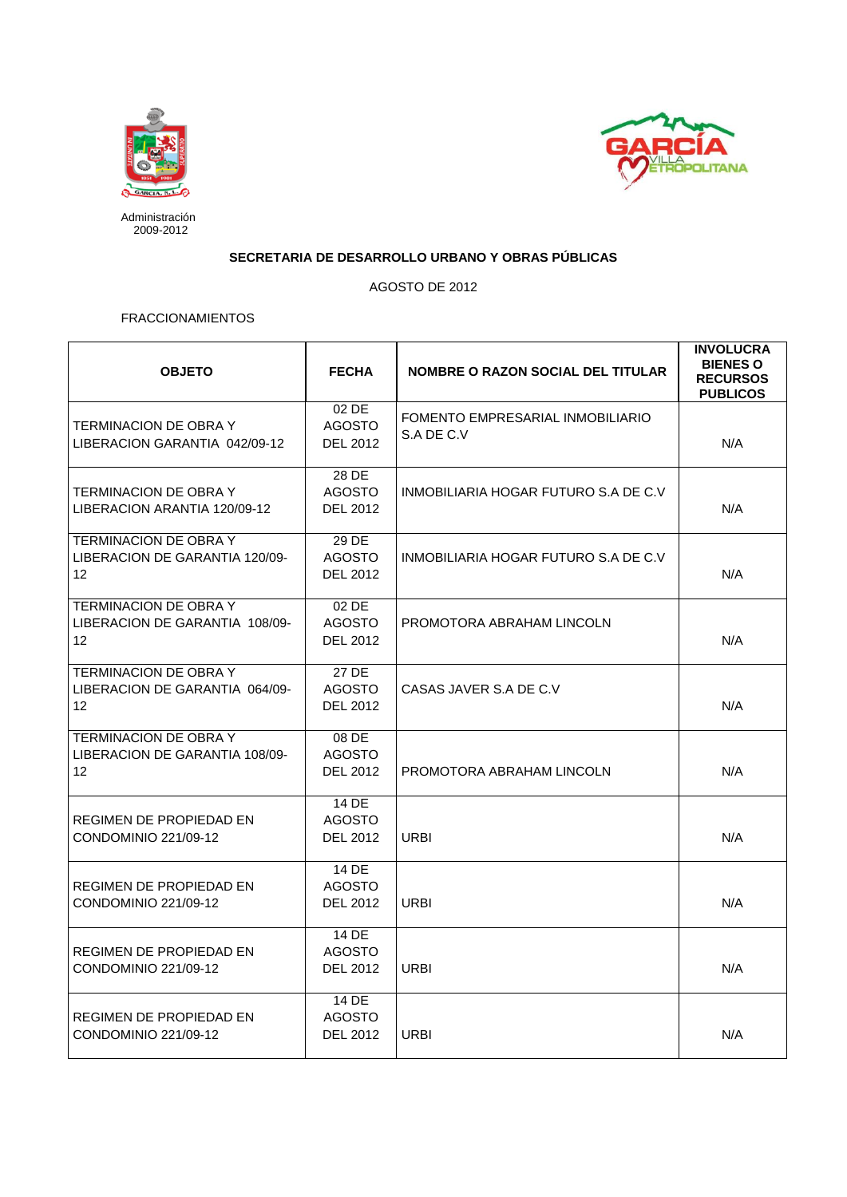Administración
2009-2012

**SECRETARIA DE DESARROLLO URBANO Y OBRAS PÚBLICAS**

AGOSTO DE 2012

FRACCIONAMIENTOS

| OBJETO | FECHA | NOMBRE O RAZON SOCIAL DEL TITULAR | INVOLUCRA BIENES O RECURSOS PUBLICOS |
|---|---|---|---|
| TERMINACION DE OBRA Y LIBERACION GARANTIA 042/09-12 | 02 DE AGOSTO DEL 2012 | FOMENTO EMPRESARIAL INMOBILIARIO S.A DE C.V | N/A |
| TERMINACION DE OBRA Y LIBERACION ARANTIA 120/09-12 | 28 DE AGOSTO DEL 2012 | INMOBILIARIA HOGAR FUTURO S.A DE C.V | N/A |
| TERMINACION DE OBRA Y LIBERACION DE GARANTIA 120/09-12 | 29 DE AGOSTO DEL 2012 | INMOBILIARIA HOGAR FUTURO S.A DE C.V | N/A |
| TERMINACION DE OBRA Y LIBERACION DE GARANTIA 108/09-12 | 02 DE AGOSTO DEL 2012 | PROMOTORA ABRAHAM LINCOLN | N/A |
| TERMINACION DE OBRA Y LIBERACION DE GARANTIA 064/09-12 | 27 DE AGOSTO DEL 2012 | CASAS JAVER S.A DE C.V | N/A |
| TERMINACION DE OBRA Y LIBERACION DE GARANTIA 108/09-12 | 08 DE AGOSTO DEL 2012 | PROMOTORA ABRAHAM LINCOLN | N/A |
| REGIMEN DE PROPIEDAD EN CONDOMINIO 221/09-12 | 14 DE AGOSTO DEL 2012 | URBI | N/A |
| REGIMEN DE PROPIEDAD EN CONDOMINIO 221/09-12 | 14 DE AGOSTO DEL 2012 | URBI | N/A |
| REGIMEN DE PROPIEDAD EN CONDOMINIO 221/09-12 | 14 DE AGOSTO DEL 2012 | URBI | N/A |
| REGIMEN DE PROPIEDAD EN CONDOMINIO 221/09-12 | 14 DE AGOSTO DEL 2012 | URBI | N/A |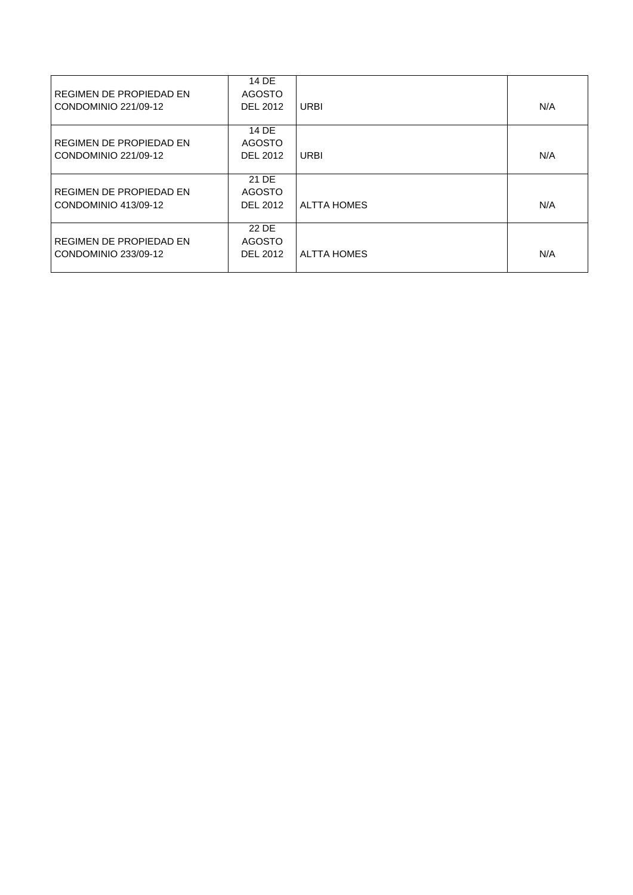| | | | |
|---|---|---|---|
| REGIMEN DE PROPIEDAD EN CONDOMINIO 221/09-12 | 14 DE AGOSTO DEL 2012 | URBI | N/A |
| REGIMEN DE PROPIEDAD EN CONDOMINIO 221/09-12 | 14 DE AGOSTO DEL 2012 | URBI | N/A |
| REGIMEN DE PROPIEDAD EN CONDOMINIO 413/09-12 | 21 DE AGOSTO DEL 2012 | ALTTA HOMES | N/A |
| REGIMEN DE PROPIEDAD EN CONDOMINIO 233/09-12 | 22 DE AGOSTO DEL 2012 | ALTTA HOMES | N/A |